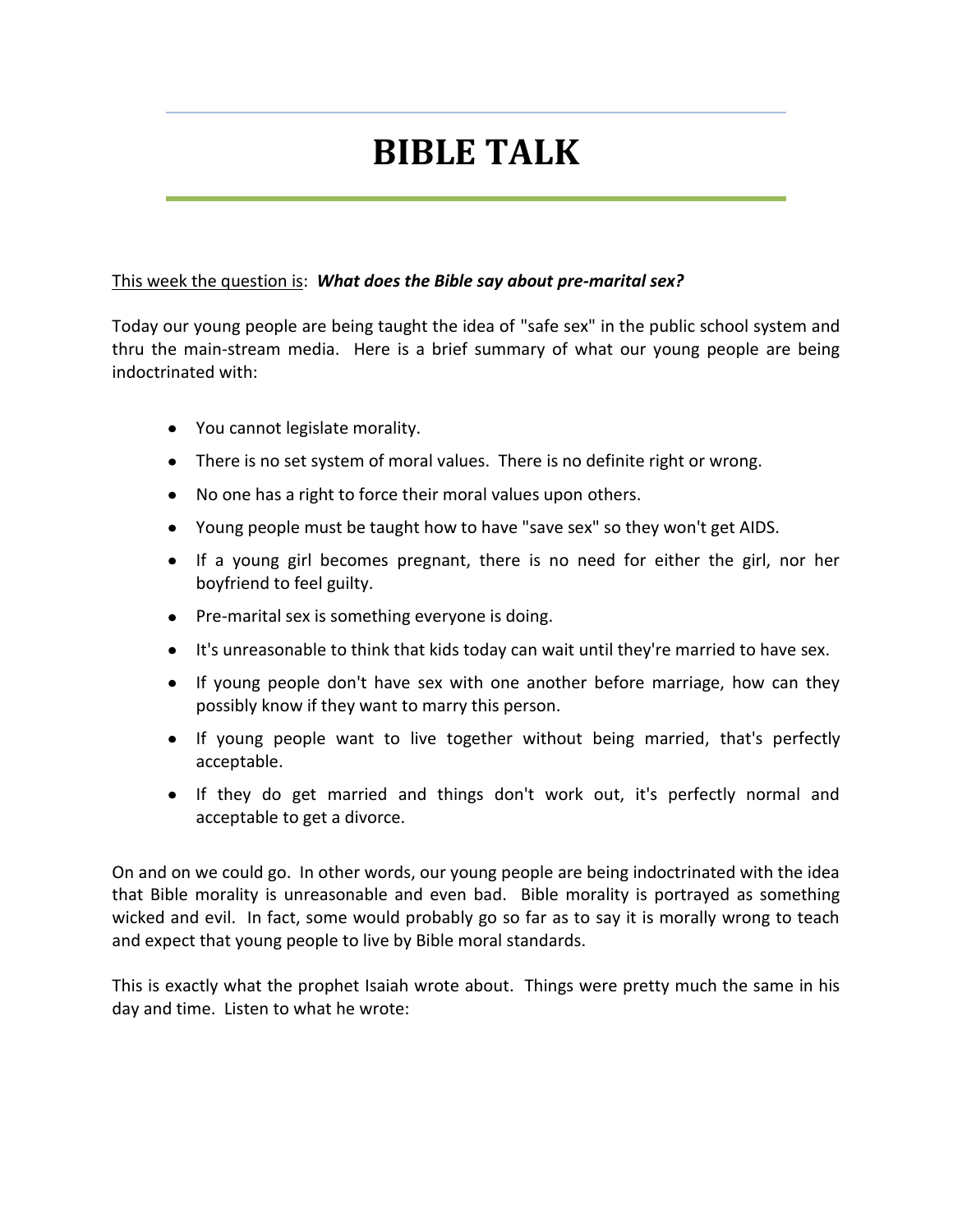# BIBLE TALK

<u>This week the question is</u>: ***What does the Bible say about pre-marital sex?***

Today our young people are being taught the idea of "safe sex" in the public school system and thru the main-stream media. Here is a brief summary of what our young people are being indoctrinated with:

- You cannot legislate morality.
- There is no set system of moral values. There is no definite right or wrong.
- No one has a right to force their moral values upon others.
- Young people must be taught how to have "save sex" so they won't get AIDS.
- If a young girl becomes pregnant, there is no need for either the girl, nor her boyfriend to feel guilty.
- Pre-marital sex is something everyone is doing.
- It's unreasonable to think that kids today can wait until they're married to have sex.
- If young people don't have sex with one another before marriage, how can they possibly know if they want to marry this person.
- If young people want to live together without being married, that's perfectly acceptable.
- If they do get married and things don't work out, it's perfectly normal and acceptable to get a divorce.

On and on we could go. In other words, our young people are being indoctrinated with the idea that Bible morality is unreasonable and even bad. Bible morality is portrayed as something wicked and evil. In fact, some would probably go so far as to say it is morally wrong to teach and expect that young people to live by Bible moral standards.

This is exactly what the prophet Isaiah wrote about. Things were pretty much the same in his day and time. Listen to what he wrote: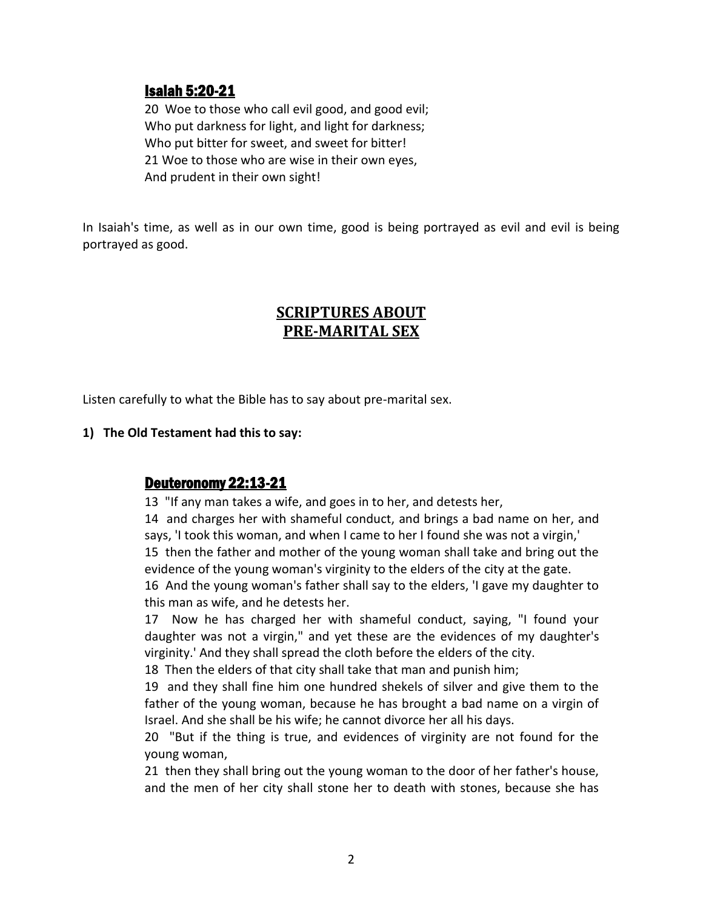### Isaiah 5:20-21

20 Woe to those who call evil good, and good evil;
Who put darkness for light, and light for darkness;
Who put bitter for sweet, and sweet for bitter!
21 Woe to those who are wise in their own eyes,
And prudent in their own sight!

In Isaiah's time, as well as in our own time, good is being portrayed as evil and evil is being portrayed as good.

## SCRIPTURES ABOUT PRE-MARITAL SEX

Listen carefully to what the Bible has to say about pre-marital sex.

**1) The Old Testament had this to say:**

### Deuteronomy 22:13-21

13 "If any man takes a wife, and goes in to her, and detests her,
14 and charges her with shameful conduct, and brings a bad name on her, and says, 'I took this woman, and when I came to her I found she was not a virgin,'
15 then the father and mother of the young woman shall take and bring out the evidence of the young woman's virginity to the elders of the city at the gate.
16 And the young woman's father shall say to the elders, 'I gave my daughter to this man as wife, and he detests her.
17 Now he has charged her with shameful conduct, saying, "I found your daughter was not a virgin," and yet these are the evidences of my daughter's virginity.' And they shall spread the cloth before the elders of the city.
18 Then the elders of that city shall take that man and punish him;
19 and they shall fine him one hundred shekels of silver and give them to the father of the young woman, because he has brought a bad name on a virgin of Israel. And she shall be his wife; he cannot divorce her all his days.
20 "But if the thing is true, and evidences of virginity are not found for the young woman,
21 then they shall bring out the young woman to the door of her father's house, and the men of her city shall stone her to death with stones, because she has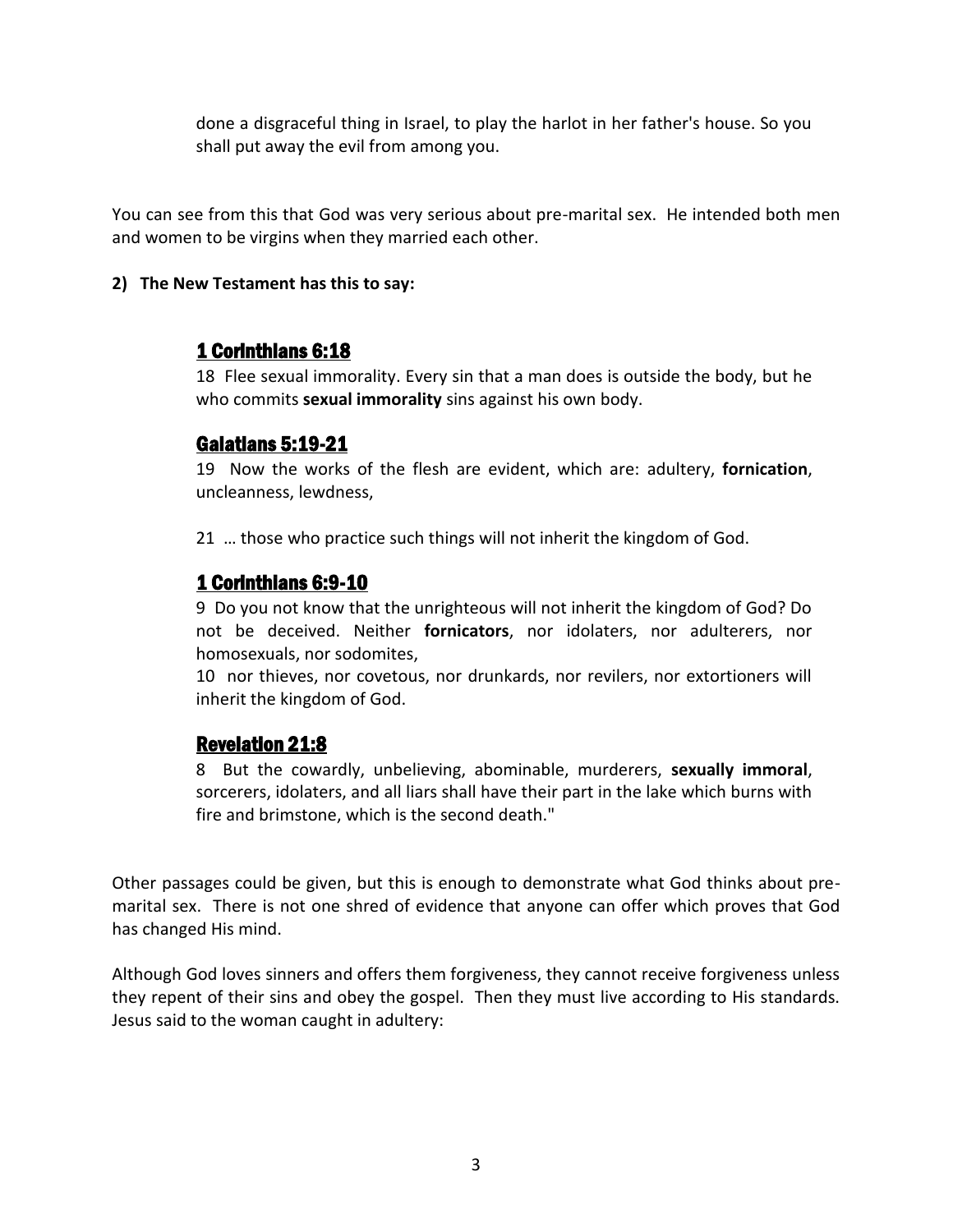> done a disgraceful thing in Israel, to play the harlot in her father's house. So you shall put away the evil from among you.

You can see from this that God was very serious about pre-marital sex. He intended both men and women to be virgins when they married each other.

**2) The New Testament has this to say:**

### 1 Corinthians 6:18

> 18 Flee sexual immorality. Every sin that a man does is outside the body, but he who commits **sexual immorality** sins against his own body.

### Galatians 5:19-21

> 19 Now the works of the flesh are evident, which are: adultery, **fornication**, uncleanness, lewdness,
>
> 21 … those who practice such things will not inherit the kingdom of God.

### 1 Corinthians 6:9-10

> 9 Do you not know that the unrighteous will not inherit the kingdom of God? Do not be deceived. Neither **fornicators**, nor idolaters, nor adulterers, nor homosexuals, nor sodomites,
>
> 10 nor thieves, nor covetous, nor drunkards, nor revilers, nor extortioners will inherit the kingdom of God.

### Revelation 21:8

> 8 But the cowardly, unbelieving, abominable, murderers, **sexually immoral**, sorcerers, idolaters, and all liars shall have their part in the lake which burns with fire and brimstone, which is the second death."

Other passages could be given, but this is enough to demonstrate what God thinks about pre-marital sex. There is not one shred of evidence that anyone can offer which proves that God has changed His mind.

Although God loves sinners and offers them forgiveness, they cannot receive forgiveness unless they repent of their sins and obey the gospel. Then they must live according to His standards. Jesus said to the woman caught in adultery: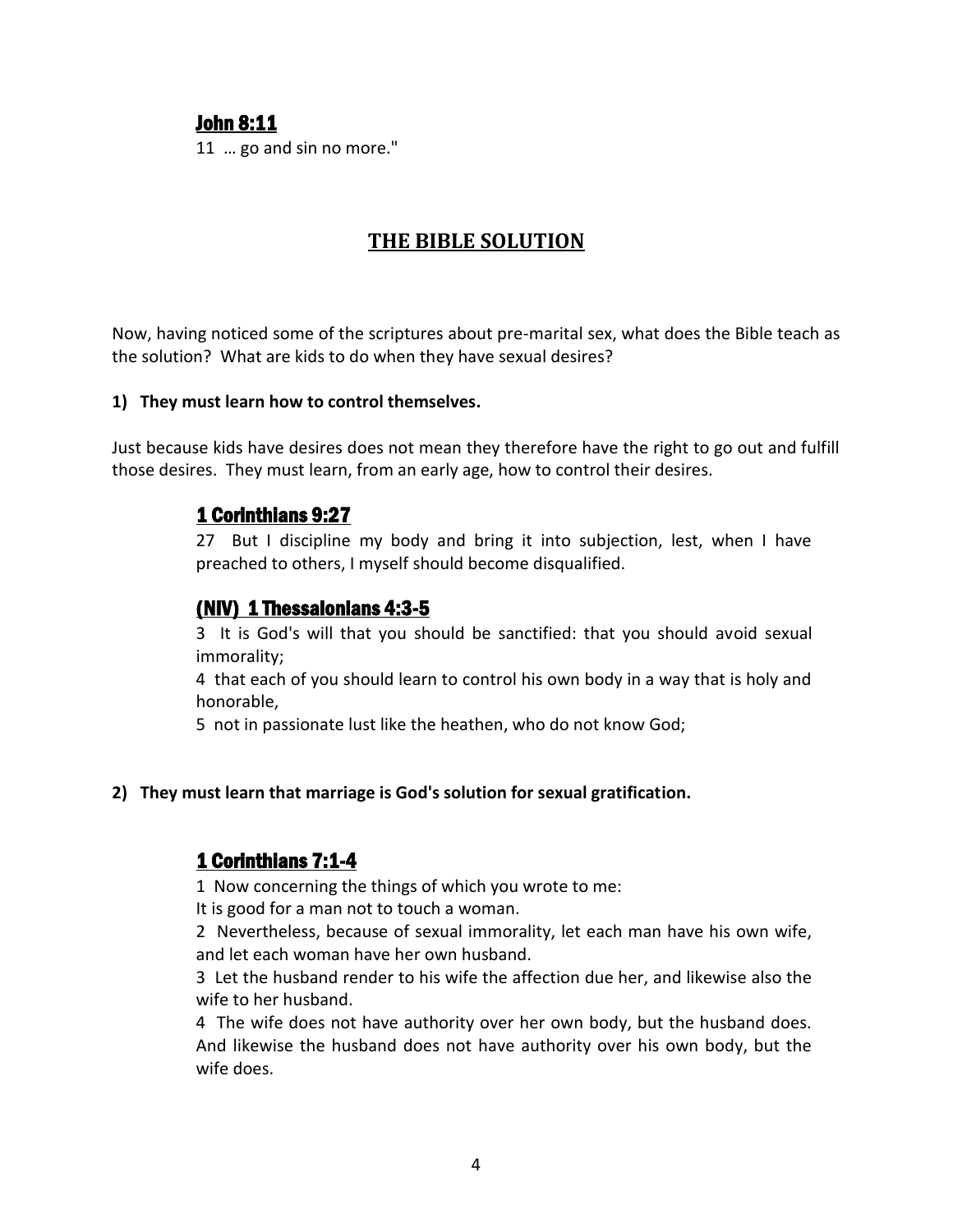### John 8:11

11 … go and sin no more."

## THE BIBLE SOLUTION

Now, having noticed some of the scriptures about pre-marital sex, what does the Bible teach as the solution? What are kids to do when they have sexual desires?

**1) They must learn how to control themselves.**

Just because kids have desires does not mean they therefore have the right to go out and fulfill those desires. They must learn, from an early age, how to control their desires.

### 1 Corinthians 9:27

27 But I discipline my body and bring it into subjection, lest, when I have preached to others, I myself should become disqualified.

### (NIV) 1 Thessalonians 4:3-5

3 It is God's will that you should be sanctified: that you should avoid sexual immorality;

4 that each of you should learn to control his own body in a way that is holy and honorable,

5 not in passionate lust like the heathen, who do not know God;

**2) They must learn that marriage is God's solution for sexual gratification.**

### 1 Corinthians 7:1-4

1 Now concerning the things of which you wrote to me:
It is good for a man not to touch a woman.

2 Nevertheless, because of sexual immorality, let each man have his own wife, and let each woman have her own husband.

3 Let the husband render to his wife the affection due her, and likewise also the wife to her husband.

4 The wife does not have authority over her own body, but the husband does. And likewise the husband does not have authority over his own body, but the wife does.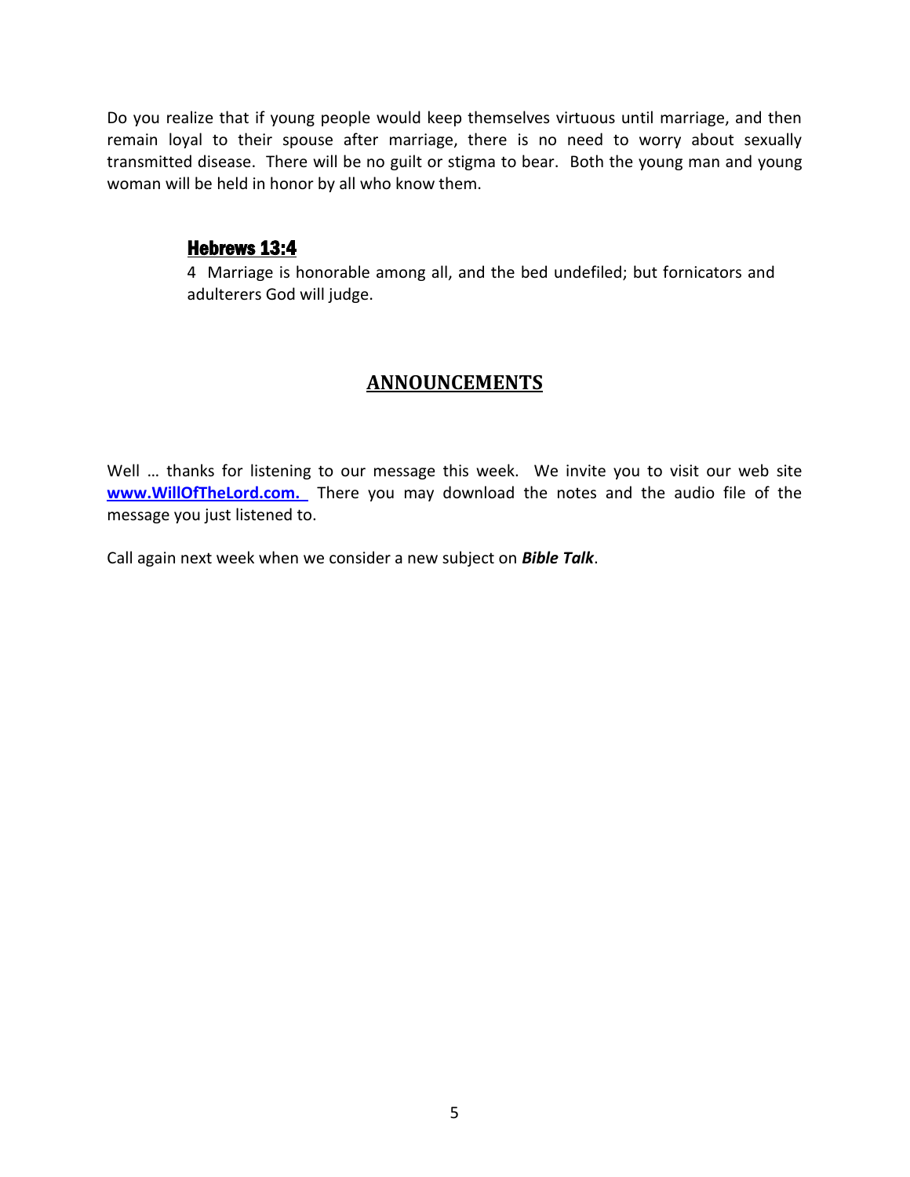Do you realize that if young people would keep themselves virtuous until marriage, and then remain loyal to their spouse after marriage, there is no need to worry about sexually transmitted disease. There will be no guilt or stigma to bear. Both the young man and young woman will be held in honor by all who know them.

### Hebrews 13:4

4 Marriage is honorable among all, and the bed undefiled; but fornicators and adulterers God will judge.

## ANNOUNCEMENTS

Well … thanks for listening to our message this week. We invite you to visit our web site **www.WillOfTheLord.com.** There you may download the notes and the audio file of the message you just listened to.

Call again next week when we consider a new subject on ***Bible Talk***.